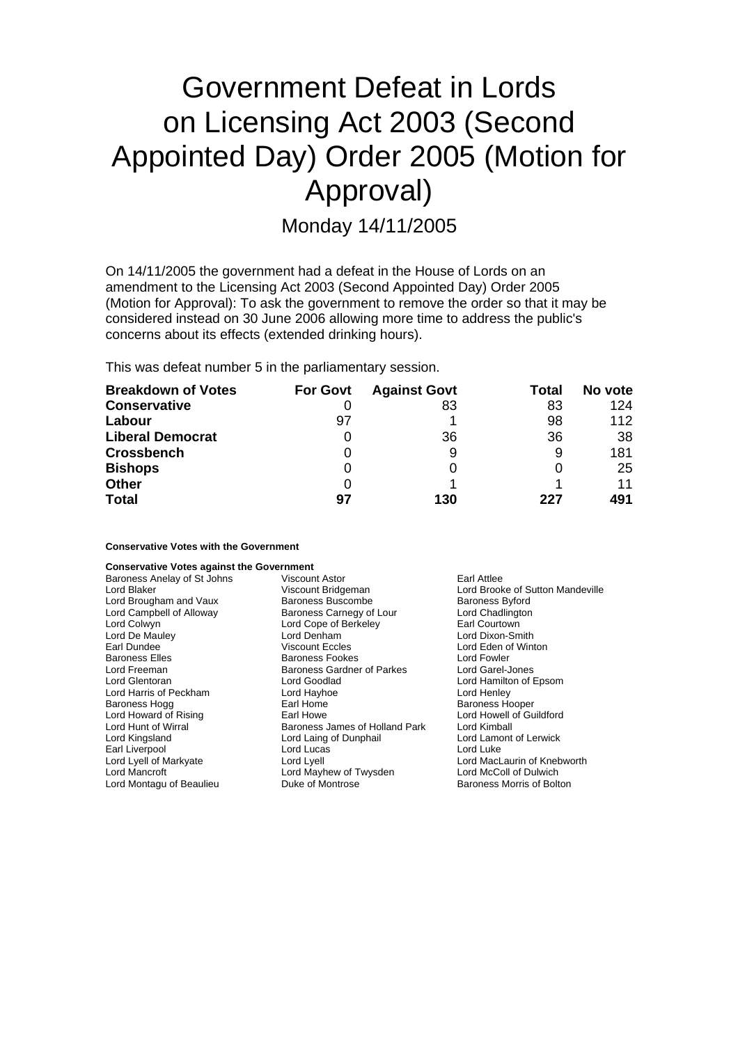# Government Defeat in Lords on Licensing Act 2003 (Second Appointed Day) Order 2005 (Motion for Approval)

Monday 14/11/2005

On 14/11/2005 the government had a defeat in the House of Lords on an amendment to the Licensing Act 2003 (Second Appointed Day) Order 2005 (Motion for Approval): To ask the government to remove the order so that it may be considered instead on 30 June 2006 allowing more time to address the public's concerns about its effects (extended drinking hours).

This was defeat number 5 in the parliamentary session.

| Breakdown of Votes | For Govt | Against Govt | Total | No vote |
|---|---|---|---|---|
| **Conservative** | 0 | 83 | 83 | 124 |
| **Labour** | 97 | 1 | 98 | 112 |
| **Liberal Democrat** | 0 | 36 | 36 | 38 |
| **Crossbench** | 0 | 9 | 9 | 181 |
| **Bishops** | 0 | 0 | 0 | 25 |
| **Other** | 0 | 1 | 1 | 11 |
| **Total** | **97** | **130** | **227** | **491** |

**Conservative Votes with the Government**

**Conservative Votes against the Government**

| | | |
|---|---|---|
| Baroness Anelay of St Johns | Viscount Astor | Earl Attlee |
| Lord Blaker | Viscount Bridgeman | Lord Brooke of Sutton Mandeville |
| Lord Brougham and Vaux | Baroness Buscombe | Baroness Byford |
| Lord Campbell of Alloway | Baroness Carnegy of Lour | Lord Chadlington |
| Lord Colwyn | Lord Cope of Berkeley | Earl Courtown |
| Lord De Mauley | Lord Denham | Lord Dixon-Smith |
| Earl Dundee | Viscount Eccles | Lord Eden of Winton |
| Baroness Elles | Baroness Fookes | Lord Fowler |
| Lord Freeman | Baroness Gardner of Parkes | Lord Garel-Jones |
| Lord Glentoran | Lord Goodlad | Lord Hamilton of Epsom |
| Lord Harris of Peckham | Lord Hayhoe | Lord Henley |
| Baroness Hogg | Earl Home | Baroness Hooper |
| Lord Howard of Rising | Earl Howe | Lord Howell of Guildford |
| Lord Hunt of Wirral | Baroness James of Holland Park | Lord Kimball |
| Lord Kingsland | Lord Laing of Dunphail | Lord Lamont of Lerwick |
| Earl Liverpool | Lord Lucas | Lord Luke |
| Lord Lyell of Markyate | Lord Lyell | Lord MacLaurin of Knebworth |
| Lord Mancroft | Lord Mayhew of Twysden | Lord McColl of Dulwich |
| Lord Montagu of Beaulieu | Duke of Montrose | Baroness Morris of Bolton |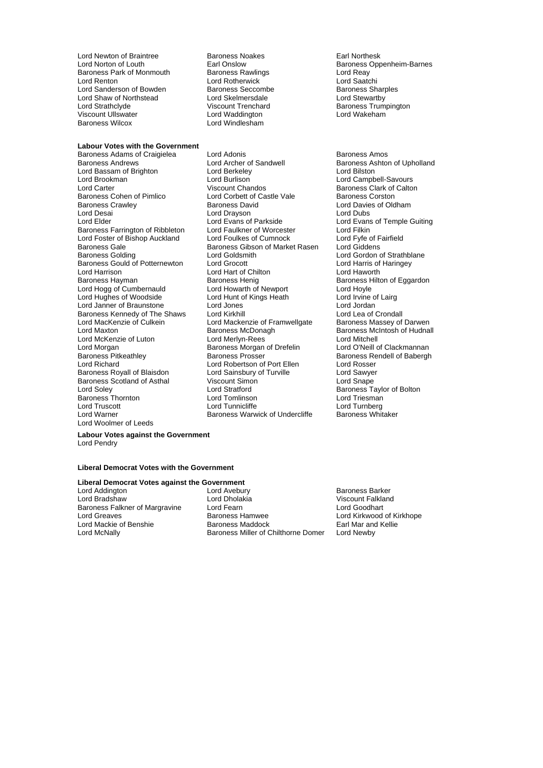Lord Newton of Braintree
Lord Norton of Louth
Baroness Park of Monmouth
Lord Renton
Lord Sanderson of Bowden
Lord Shaw of Northstead
Lord Strathclyde
Viscount Ullswater
Baroness Wilcox
Baroness Noakes
Earl Onslow
Baroness Rawlings
Lord Rotherwick
Baroness Seccombe
Lord Skelmersdale
Viscount Trenchard
Lord Waddington
Lord Windlesham
Earl Northesk
Baroness Oppenheim-Barnes
Lord Reay
Lord Saatchi
Baroness Sharples
Lord Stewartby
Baroness Trumpington
Lord Wakeham

**Labour Votes with the Government**

Baroness Adams of Craigielea
Baroness Andrews
Lord Bassam of Brighton
Lord Brookman
Lord Carter
Baroness Cohen of Pimlico
Baroness Crawley
Lord Desai
Lord Elder
Baroness Farrington of Ribbleton
Lord Foster of Bishop Auckland
Baroness Gale
Baroness Golding
Baroness Gould of Potternewton
Lord Harrison
Baroness Hayman
Lord Hogg of Cumbernauld
Lord Hughes of Woodside
Lord Janner of Braunstone
Baroness Kennedy of The Shaws
Lord MacKenzie of Culkein
Lord Maxton
Lord McKenzie of Luton
Lord Morgan
Baroness Pitkeathley
Lord Richard
Baroness Royall of Blaisdon
Baroness Scotland of Asthal
Lord Soley
Baroness Thornton
Lord Truscott
Lord Warner
Lord Woolmer of Leeds
Lord Adonis
Lord Archer of Sandwell
Lord Berkeley
Lord Burlison
Viscount Chandos
Lord Corbett of Castle Vale
Baroness David
Lord Drayson
Lord Evans of Parkside
Lord Faulkner of Worcester
Lord Foulkes of Cumnock
Baroness Gibson of Market Rasen
Lord Goldsmith
Lord Grocott
Lord Hart of Chilton
Baroness Henig
Lord Howarth of Newport
Lord Hunt of Kings Heath
Lord Jones
Lord Kirkhill
Lord Mackenzie of Framwellgate
Baroness McDonagh
Lord Merlyn-Rees
Baroness Morgan of Drefelin
Baroness Prosser
Lord Robertson of Port Ellen
Lord Sainsbury of Turville
Viscount Simon
Lord Stratford
Lord Tomlinson
Lord Tunnicliffe
Baroness Warwick of Undercliffe
Baroness Amos
Baroness Ashton of Upholland
Lord Bilston
Lord Campbell-Savours
Baroness Clark of Calton
Baroness Corston
Lord Davies of Oldham
Lord Dubs
Lord Evans of Temple Guiting
Lord Filkin
Lord Fyfe of Fairfield
Lord Giddens
Lord Gordon of Strathblane
Lord Harris of Haringey
Lord Haworth
Baroness Hilton of Eggardon
Lord Hoyle
Lord Irvine of Lairg
Lord Jordan
Lord Lea of Crondall
Baroness Massey of Darwen
Baroness McIntosh of Hudnall
Lord Mitchell
Lord O'Neill of Clackmannan
Baroness Rendell of Babergh
Lord Rosser
Lord Sawyer
Lord Snape
Baroness Taylor of Bolton
Lord Triesman
Lord Turnberg
Baroness Whitaker

**Labour Votes against the Government**

Lord Pendry

**Liberal Democrat Votes with the Government**

**Liberal Democrat Votes against the Government**

Lord Addington
Lord Bradshaw
Baroness Falkner of Margravine
Lord Greaves
Lord Mackie of Benshie
Lord McNally
Lord Avebury
Lord Dholakia
Lord Fearn
Baroness Hamwee
Baroness Maddock
Baroness Miller of Chilthorne Domer
Baroness Barker
Viscount Falkland
Lord Goodhart
Lord Kirkwood of Kirkhope
Earl Mar and Kellie
Lord Newby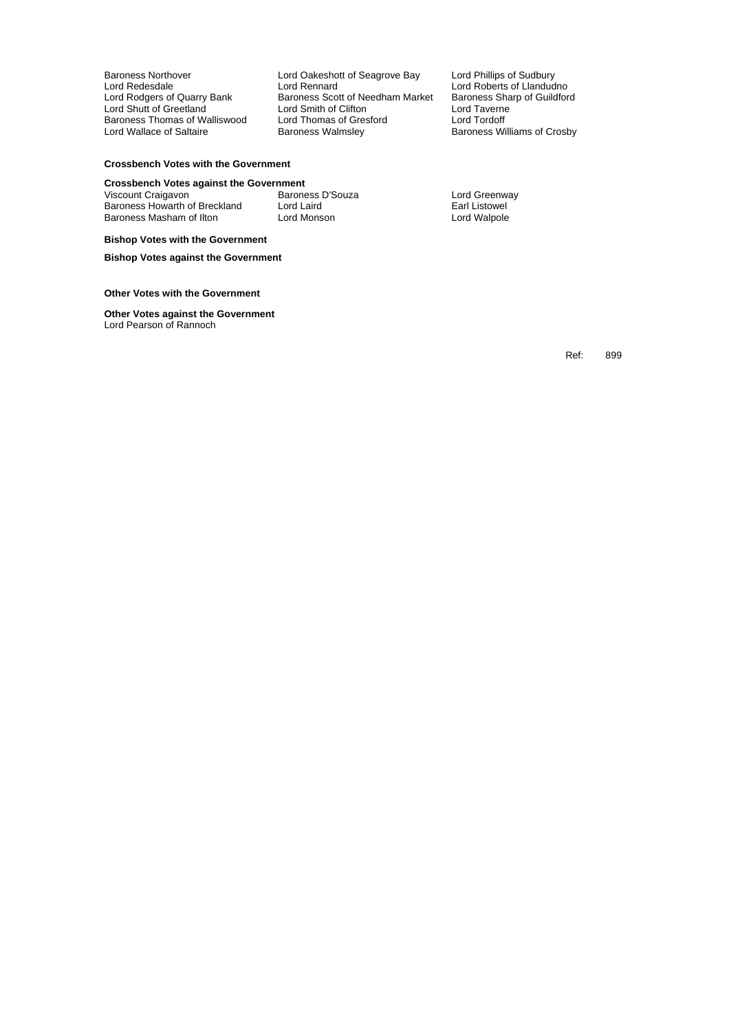Baroness Northover
Lord Redesdale
Lord Rodgers of Quarry Bank
Lord Shutt of Greetland
Baroness Thomas of Walliswood
Lord Wallace of Saltaire
Lord Oakeshott of Seagrove Bay
Lord Rennard
Baroness Scott of Needham Market
Lord Smith of Clifton
Lord Thomas of Gresford
Baroness Walmsley
Lord Phillips of Sudbury
Lord Roberts of Llandudno
Baroness Sharp of Guildford
Lord Taverne
Lord Tordoff
Baroness Williams of Crosby

**Crossbench Votes with the Government**

**Crossbench Votes against the Government**

Viscount Craigavon
Baroness Howarth of Breckland
Baroness Masham of Ilton
Baroness D'Souza
Lord Laird
Lord Monson
Lord Greenway
Earl Listowel
Lord Walpole

**Bishop Votes with the Government**

**Bishop Votes against the Government**

**Other Votes with the Government**

**Other Votes against the Government**

Lord Pearson of Rannoch

Ref: 899